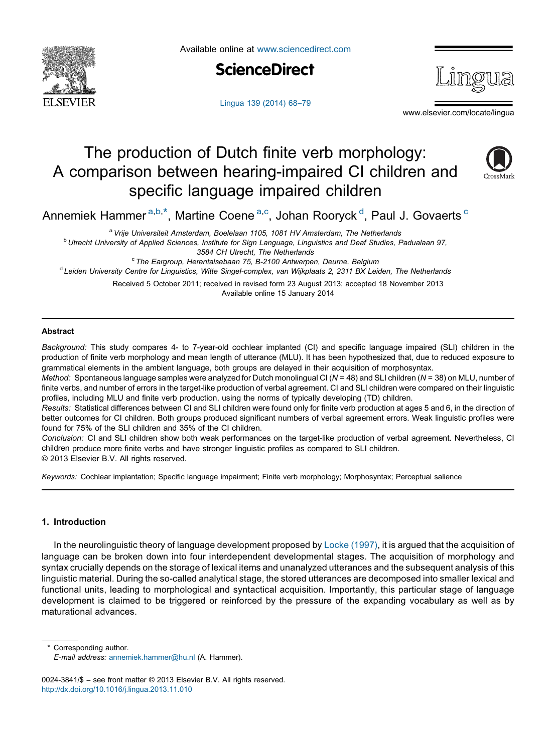# The production of Dutch finite verb morphology: A comparison between hearing-impaired CI children and specific language impaired children

Annemiek Hammer [a,b,*], Martine Coene [a,c], Johan Rooryck [d], Paul J. Govaerts [c]

[a] Vrije Universiteit Amsterdam, Boelelaan 1105, 1081 HV Amsterdam, The Netherlands
[b] Utrecht University of Applied Sciences, Institute for Sign Language, Linguistics and Deaf Studies, Padualaan 97, 3584 CH Utrecht, The Netherlands
[c] The Eargroup, Herentalsebaan 75, B-2100 Antwerpen, Deurne, Belgium
[d] Leiden University Centre for Linguistics, Witte Singel-complex, van Wijkplaats 2, 2311 BX Leiden, The Netherlands

Received 5 October 2011; received in revised form 23 August 2013; accepted 18 November 2013
Available online 15 January 2014

## Abstract

*Background:* This study compares 4- to 7-year-old cochlear implanted (CI) and specific language impaired (SLI) children in the production of finite verb morphology and mean length of utterance (MLU). It has been hypothesized that, due to reduced exposure to grammatical elements in the ambient language, both groups are delayed in their acquisition of morphosyntax.

*Method:* Spontaneous language samples were analyzed for Dutch monolingual CI ($N = 48$) and SLI children ($N = 38$) on MLU, number of finite verbs, and number of errors in the target-like production of verbal agreement. CI and SLI children were compared on their linguistic profiles, including MLU and finite verb production, using the norms of typically developing (TD) children.

*Results:* Statistical differences between CI and SLI children were found only for finite verb production at ages 5 and 6, in the direction of better outcomes for CI children. Both groups produced significant numbers of verbal agreement errors. Weak linguistic profiles were found for 75% of the SLI children and 35% of the CI children.

*Conclusion:* CI and SLI children show both weak performances on the target-like production of verbal agreement. Nevertheless, CI children produce more finite verbs and have stronger linguistic profiles as compared to SLI children.

© 2013 Elsevier B.V. All rights reserved.

*Keywords:* Cochlear implantation; Specific language impairment; Finite verb morphology; Morphosyntax; Perceptual salience

## 1. Introduction

In the neurolinguistic theory of language development proposed by Locke (1997), it is argued that the acquisition of language can be broken down into four interdependent developmental stages. The acquisition of morphology and syntax crucially depends on the storage of lexical items and unanalyzed utterances and the subsequent analysis of this linguistic material. During the so-called analytical stage, the stored utterances are decomposed into smaller lexical and functional units, leading to morphological and syntactical acquisition. Importantly, this particular stage of language development is claimed to be triggered or reinforced by the pressure of the expanding vocabulary as well as by maturational advances.

\* Corresponding author.
*E-mail address:* annemiek.hammer@hu.nl (A. Hammer).

0024-3841/$ – see front matter © 2013 Elsevier B.V. All rights reserved.
http://dx.doi.org/10.1016/j.lingua.2013.11.010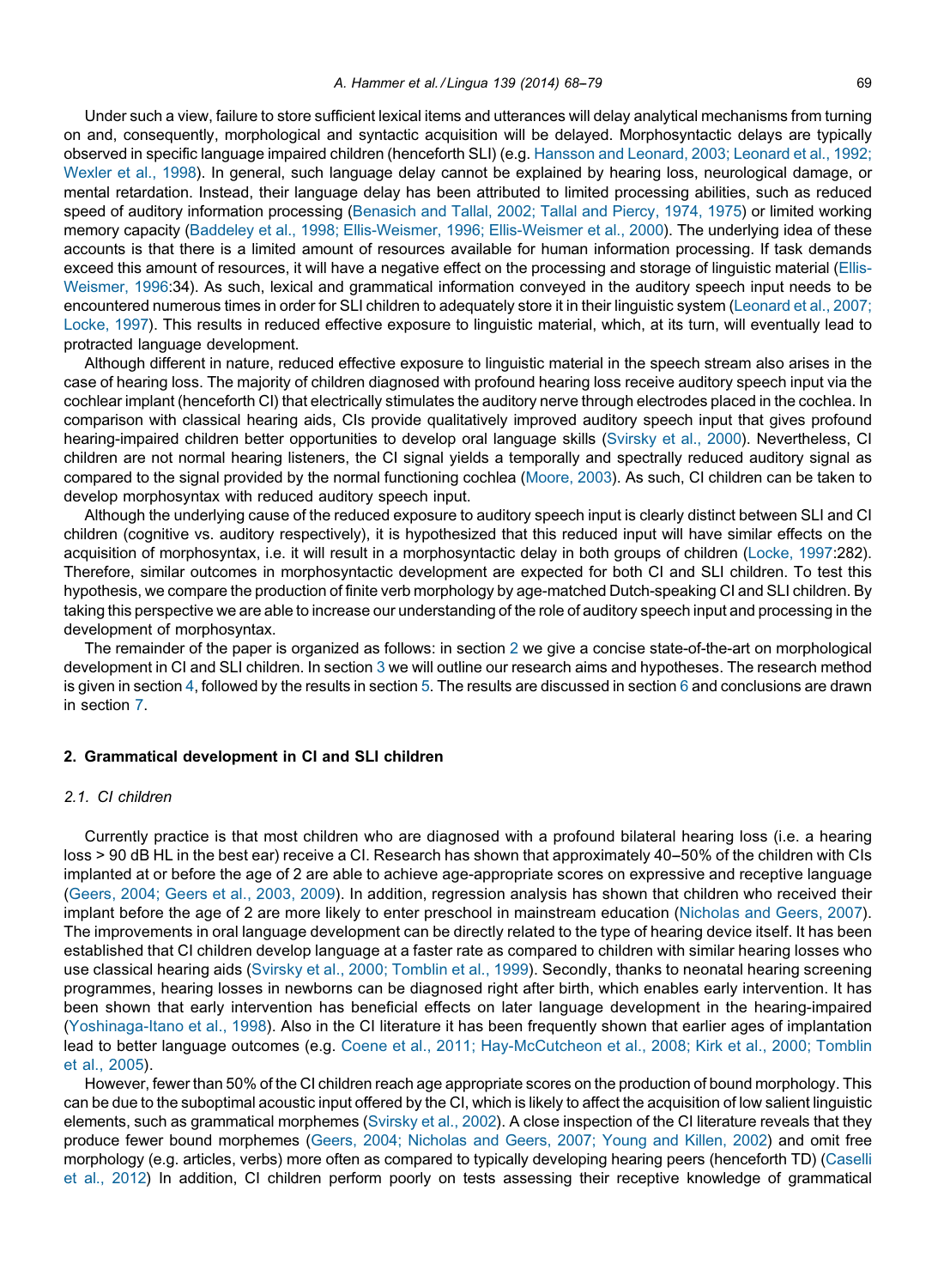Under such a view, failure to store sufficient lexical items and utterances will delay analytical mechanisms from turning on and, consequently, morphological and syntactic acquisition will be delayed. Morphosyntactic delays are typically observed in specific language impaired children (henceforth SLI) (e.g. Hansson and Leonard, 2003; Leonard et al., 1992; Wexler et al., 1998). In general, such language delay cannot be explained by hearing loss, neurological damage, or mental retardation. Instead, their language delay has been attributed to limited processing abilities, such as reduced speed of auditory information processing (Benasich and Tallal, 2002; Tallal and Piercy, 1974, 1975) or limited working memory capacity (Baddeley et al., 1998; Ellis-Weismer, 1996; Ellis-Weismer et al., 2000). The underlying idea of these accounts is that there is a limited amount of resources available for human information processing. If task demands exceed this amount of resources, it will have a negative effect on the processing and storage of linguistic material (Ellis-Weismer, 1996:34). As such, lexical and grammatical information conveyed in the auditory speech input needs to be encountered numerous times in order for SLI children to adequately store it in their linguistic system (Leonard et al., 2007; Locke, 1997). This results in reduced effective exposure to linguistic material, which, at its turn, will eventually lead to protracted language development.

Although different in nature, reduced effective exposure to linguistic material in the speech stream also arises in the case of hearing loss. The majority of children diagnosed with profound hearing loss receive auditory speech input via the cochlear implant (henceforth CI) that electrically stimulates the auditory nerve through electrodes placed in the cochlea. In comparison with classical hearing aids, CIs provide qualitatively improved auditory speech input that gives profound hearing-impaired children better opportunities to develop oral language skills (Svirsky et al., 2000). Nevertheless, CI children are not normal hearing listeners, the CI signal yields a temporally and spectrally reduced auditory signal as compared to the signal provided by the normal functioning cochlea (Moore, 2003). As such, CI children can be taken to develop morphosyntax with reduced auditory speech input.

Although the underlying cause of the reduced exposure to auditory speech input is clearly distinct between SLI and CI children (cognitive vs. auditory respectively), it is hypothesized that this reduced input will have similar effects on the acquisition of morphosyntax, i.e. it will result in a morphosyntactic delay in both groups of children (Locke, 1997:282). Therefore, similar outcomes in morphosyntactic development are expected for both CI and SLI children. To test this hypothesis, we compare the production of finite verb morphology by age-matched Dutch-speaking CI and SLI children. By taking this perspective we are able to increase our understanding of the role of auditory speech input and processing in the development of morphosyntax.

The remainder of the paper is organized as follows: in section 2 we give a concise state-of-the-art on morphological development in CI and SLI children. In section 3 we will outline our research aims and hypotheses. The research method is given in section 4, followed by the results in section 5. The results are discussed in section 6 and conclusions are drawn in section 7.

## 2. Grammatical development in CI and SLI children

### *2.1. CI children*

Currently practice is that most children who are diagnosed with a profound bilateral hearing loss (i.e. a hearing loss > 90 dB HL in the best ear) receive a CI. Research has shown that approximately 40–50% of the children with CIs implanted at or before the age of 2 are able to achieve age-appropriate scores on expressive and receptive language (Geers, 2004; Geers et al., 2003, 2009). In addition, regression analysis has shown that children who received their implant before the age of 2 are more likely to enter preschool in mainstream education (Nicholas and Geers, 2007). The improvements in oral language development can be directly related to the type of hearing device itself. It has been established that CI children develop language at a faster rate as compared to children with similar hearing losses who use classical hearing aids (Svirsky et al., 2000; Tomblin et al., 1999). Secondly, thanks to neonatal hearing screening programmes, hearing losses in newborns can be diagnosed right after birth, which enables early intervention. It has been shown that early intervention has beneficial effects on later language development in the hearing-impaired (Yoshinaga-Itano et al., 1998). Also in the CI literature it has been frequently shown that earlier ages of implantation lead to better language outcomes (e.g. Coene et al., 2011; Hay-McCutcheon et al., 2008; Kirk et al., 2000; Tomblin et al., 2005).

However, fewer than 50% of the CI children reach age appropriate scores on the production of bound morphology. This can be due to the suboptimal acoustic input offered by the CI, which is likely to affect the acquisition of low salient linguistic elements, such as grammatical morphemes (Svirsky et al., 2002). A close inspection of the CI literature reveals that they produce fewer bound morphemes (Geers, 2004; Nicholas and Geers, 2007; Young and Killen, 2002) and omit free morphology (e.g. articles, verbs) more often as compared to typically developing hearing peers (henceforth TD) (Caselli et al., 2012) In addition, CI children perform poorly on tests assessing their receptive knowledge of grammatical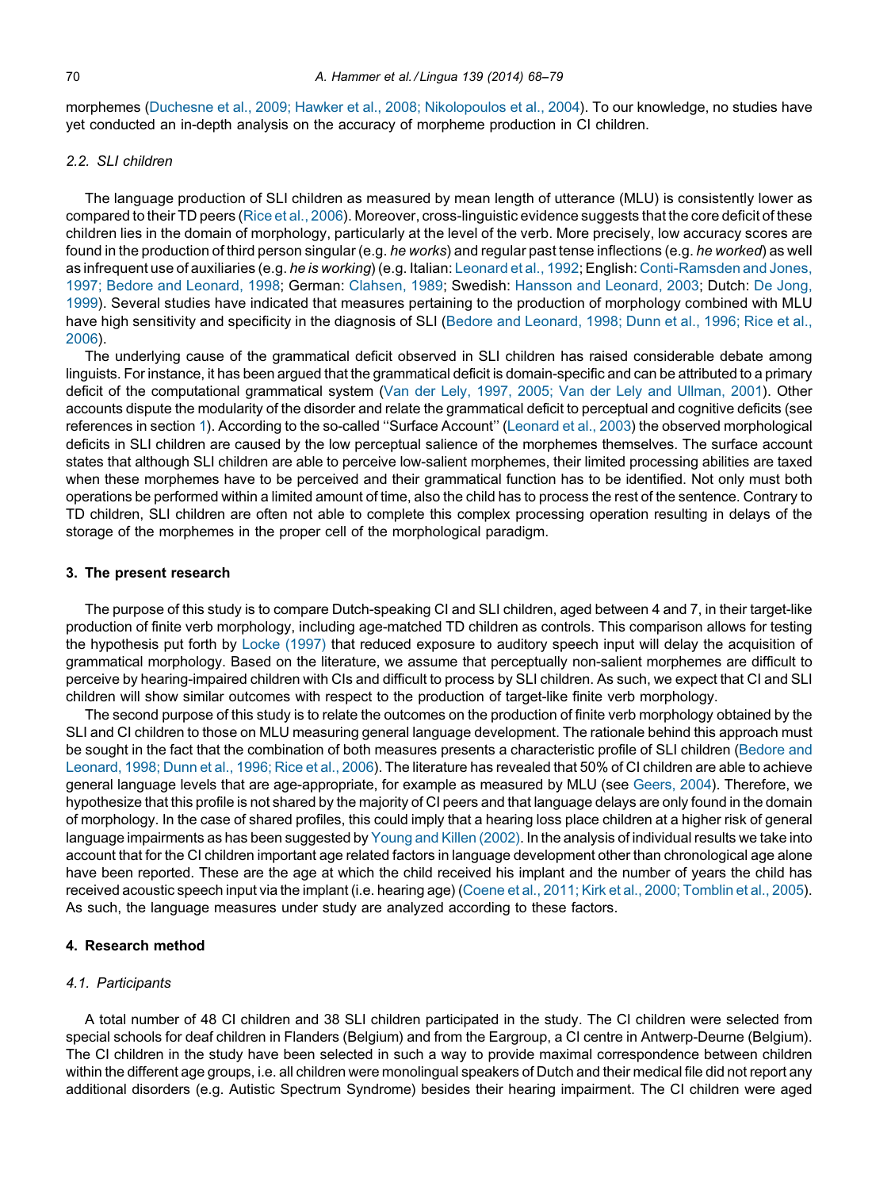morphemes (Duchesne et al., 2009; Hawker et al., 2008; Nikolopoulos et al., 2004). To our knowledge, no studies have yet conducted an in-depth analysis on the accuracy of morpheme production in CI children.

### 2.2. SLI children

The language production of SLI children as measured by mean length of utterance (MLU) is consistently lower as compared to their TD peers (Rice et al., 2006). Moreover, cross-linguistic evidence suggests that the core deficit of these children lies in the domain of morphology, particularly at the level of the verb. More precisely, low accuracy scores are found in the production of third person singular (e.g. *he works*) and regular past tense inflections (e.g. *he worked*) as well as infrequent use of auxiliaries (e.g. *he is working*) (e.g. Italian: Leonard et al., 1992; English: Conti-Ramsden and Jones, 1997; Bedore and Leonard, 1998; German: Clahsen, 1989; Swedish: Hansson and Leonard, 2003; Dutch: De Jong, 1999). Several studies have indicated that measures pertaining to the production of morphology combined with MLU have high sensitivity and specificity in the diagnosis of SLI (Bedore and Leonard, 1998; Dunn et al., 1996; Rice et al., 2006).

The underlying cause of the grammatical deficit observed in SLI children has raised considerable debate among linguists. For instance, it has been argued that the grammatical deficit is domain-specific and can be attributed to a primary deficit of the computational grammatical system (Van der Lely, 1997, 2005; Van der Lely and Ullman, 2001). Other accounts dispute the modularity of the disorder and relate the grammatical deficit to perceptual and cognitive deficits (see references in section 1). According to the so-called ''Surface Account'' (Leonard et al., 2003) the observed morphological deficits in SLI children are caused by the low perceptual salience of the morphemes themselves. The surface account states that although SLI children are able to perceive low-salient morphemes, their limited processing abilities are taxed when these morphemes have to be perceived and their grammatical function has to be identified. Not only must both operations be performed within a limited amount of time, also the child has to process the rest of the sentence. Contrary to TD children, SLI children are often not able to complete this complex processing operation resulting in delays of the storage of the morphemes in the proper cell of the morphological paradigm.

## 3. The present research

The purpose of this study is to compare Dutch-speaking CI and SLI children, aged between 4 and 7, in their target-like production of finite verb morphology, including age-matched TD children as controls. This comparison allows for testing the hypothesis put forth by Locke (1997) that reduced exposure to auditory speech input will delay the acquisition of grammatical morphology. Based on the literature, we assume that perceptually non-salient morphemes are difficult to perceive by hearing-impaired children with CIs and difficult to process by SLI children. As such, we expect that CI and SLI children will show similar outcomes with respect to the production of target-like finite verb morphology.

The second purpose of this study is to relate the outcomes on the production of finite verb morphology obtained by the SLI and CI children to those on MLU measuring general language development. The rationale behind this approach must be sought in the fact that the combination of both measures presents a characteristic profile of SLI children (Bedore and Leonard, 1998; Dunn et al., 1996; Rice et al., 2006). The literature has revealed that 50% of CI children are able to achieve general language levels that are age-appropriate, for example as measured by MLU (see Geers, 2004). Therefore, we hypothesize that this profile is not shared by the majority of CI peers and that language delays are only found in the domain of morphology. In the case of shared profiles, this could imply that a hearing loss place children at a higher risk of general language impairments as has been suggested by Young and Killen (2002). In the analysis of individual results we take into account that for the CI children important age related factors in language development other than chronological age alone have been reported. These are the age at which the child received his implant and the number of years the child has received acoustic speech input via the implant (i.e. hearing age) (Coene et al., 2011; Kirk et al., 2000; Tomblin et al., 2005). As such, the language measures under study are analyzed according to these factors.

## 4. Research method

### 4.1. Participants

A total number of 48 CI children and 38 SLI children participated in the study. The CI children were selected from special schools for deaf children in Flanders (Belgium) and from the Eargroup, a CI centre in Antwerp-Deurne (Belgium). The CI children in the study have been selected in such a way to provide maximal correspondence between children within the different age groups, i.e. all children were monolingual speakers of Dutch and their medical file did not report any additional disorders (e.g. Autistic Spectrum Syndrome) besides their hearing impairment. The CI children were aged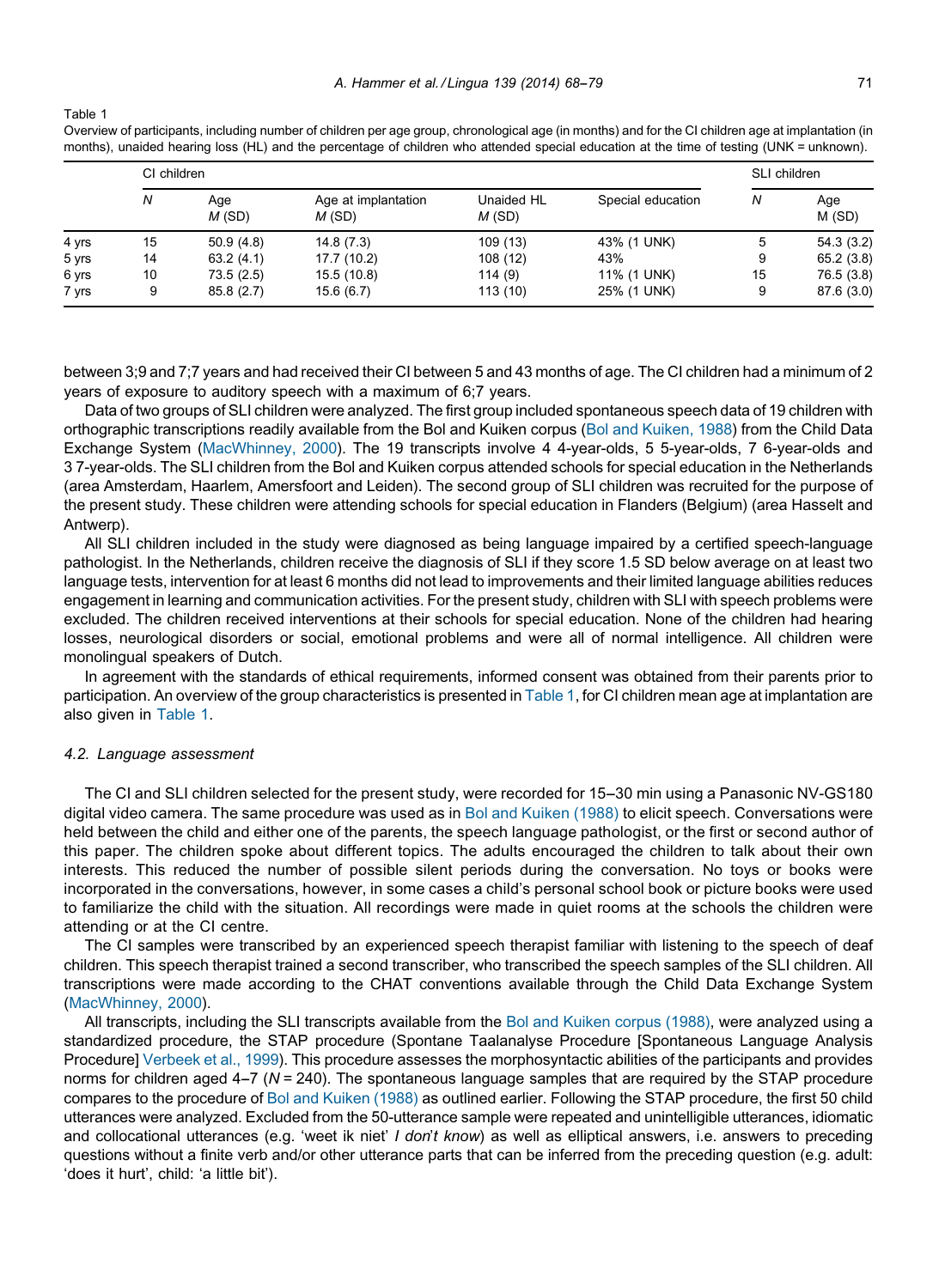Table 1
Overview of participants, including number of children per age group, chronological age (in months) and for the CI children age at implantation (in months), unaided hearing loss (HL) and the percentage of children who attended special education at the time of testing (UNK = unknown).

| | CI children | | | | | SLI children | |
|---|---|---|---|---|---|---|---|
| | *N* | Age *M* (SD) | Age at implantation *M* (SD) | Unaided HL *M* (SD) | Special education | *N* | Age M (SD) |
| 4 yrs | 15 | 50.9 (4.8) | 14.8 (7.3) | 109 (13) | 43% (1 UNK) | 5 | 54.3 (3.2) |
| 5 yrs | 14 | 63.2 (4.1) | 17.7 (10.2) | 108 (12) | 43% | 9 | 65.2 (3.8) |
| 6 yrs | 10 | 73.5 (2.5) | 15.5 (10.8) | 114 (9) | 11% (1 UNK) | 15 | 76.5 (3.8) |
| 7 yrs | 9 | 85.8 (2.7) | 15.6 (6.7) | 113 (10) | 25% (1 UNK) | 9 | 87.6 (3.0) |

between 3;9 and 7;7 years and had received their CI between 5 and 43 months of age. The CI children had a minimum of 2 years of exposure to auditory speech with a maximum of 6;7 years.

Data of two groups of SLI children were analyzed. The first group included spontaneous speech data of 19 children with orthographic transcriptions readily available from the Bol and Kuiken corpus (Bol and Kuiken, 1988) from the Child Data Exchange System (MacWhinney, 2000). The 19 transcripts involve 4 4-year-olds, 5 5-year-olds, 7 6-year-olds and 3 7-year-olds. The SLI children from the Bol and Kuiken corpus attended schools for special education in the Netherlands (area Amsterdam, Haarlem, Amersfoort and Leiden). The second group of SLI children was recruited for the purpose of the present study. These children were attending schools for special education in Flanders (Belgium) (area Hasselt and Antwerp).

All SLI children included in the study were diagnosed as being language impaired by a certified speech-language pathologist. In the Netherlands, children receive the diagnosis of SLI if they score 1.5 SD below average on at least two language tests, intervention for at least 6 months did not lead to improvements and their limited language abilities reduces engagement in learning and communication activities. For the present study, children with SLI with speech problems were excluded. The children received interventions at their schools for special education. None of the children had hearing losses, neurological disorders or social, emotional problems and were all of normal intelligence. All children were monolingual speakers of Dutch.

In agreement with the standards of ethical requirements, informed consent was obtained from their parents prior to participation. An overview of the group characteristics is presented in Table 1, for CI children mean age at implantation are also given in Table 1.

### 4.2. Language assessment

The CI and SLI children selected for the present study, were recorded for 15–30 min using a Panasonic NV-GS180 digital video camera. The same procedure was used as in Bol and Kuiken (1988) to elicit speech. Conversations were held between the child and either one of the parents, the speech language pathologist, or the first or second author of this paper. The children spoke about different topics. The adults encouraged the children to talk about their own interests. This reduced the number of possible silent periods during the conversation. No toys or books were incorporated in the conversations, however, in some cases a child's personal school book or picture books were used to familiarize the child with the situation. All recordings were made in quiet rooms at the schools the children were attending or at the CI centre.

The CI samples were transcribed by an experienced speech therapist familiar with listening to the speech of deaf children. This speech therapist trained a second transcriber, who transcribed the speech samples of the SLI children. All transcriptions were made according to the CHAT conventions available through the Child Data Exchange System (MacWhinney, 2000).

All transcripts, including the SLI transcripts available from the Bol and Kuiken corpus (1988), were analyzed using a standardized procedure, the STAP procedure (Spontane Taalanalyse Procedure [Spontaneous Language Analysis Procedure] Verbeek et al., 1999). This procedure assesses the morphosyntactic abilities of the participants and provides norms for children aged 4–7 ($N = 240$). The spontaneous language samples that are required by the STAP procedure compares to the procedure of Bol and Kuiken (1988) as outlined earlier. Following the STAP procedure, the first 50 child utterances were analyzed. Excluded from the 50-utterance sample were repeated and unintelligible utterances, idiomatic and collocational utterances (e.g. 'weet ik niet' *I don't know*) as well as elliptical answers, i.e. answers to preceding questions without a finite verb and/or other utterance parts that can be inferred from the preceding question (e.g. adult: 'does it hurt', child: 'a little bit').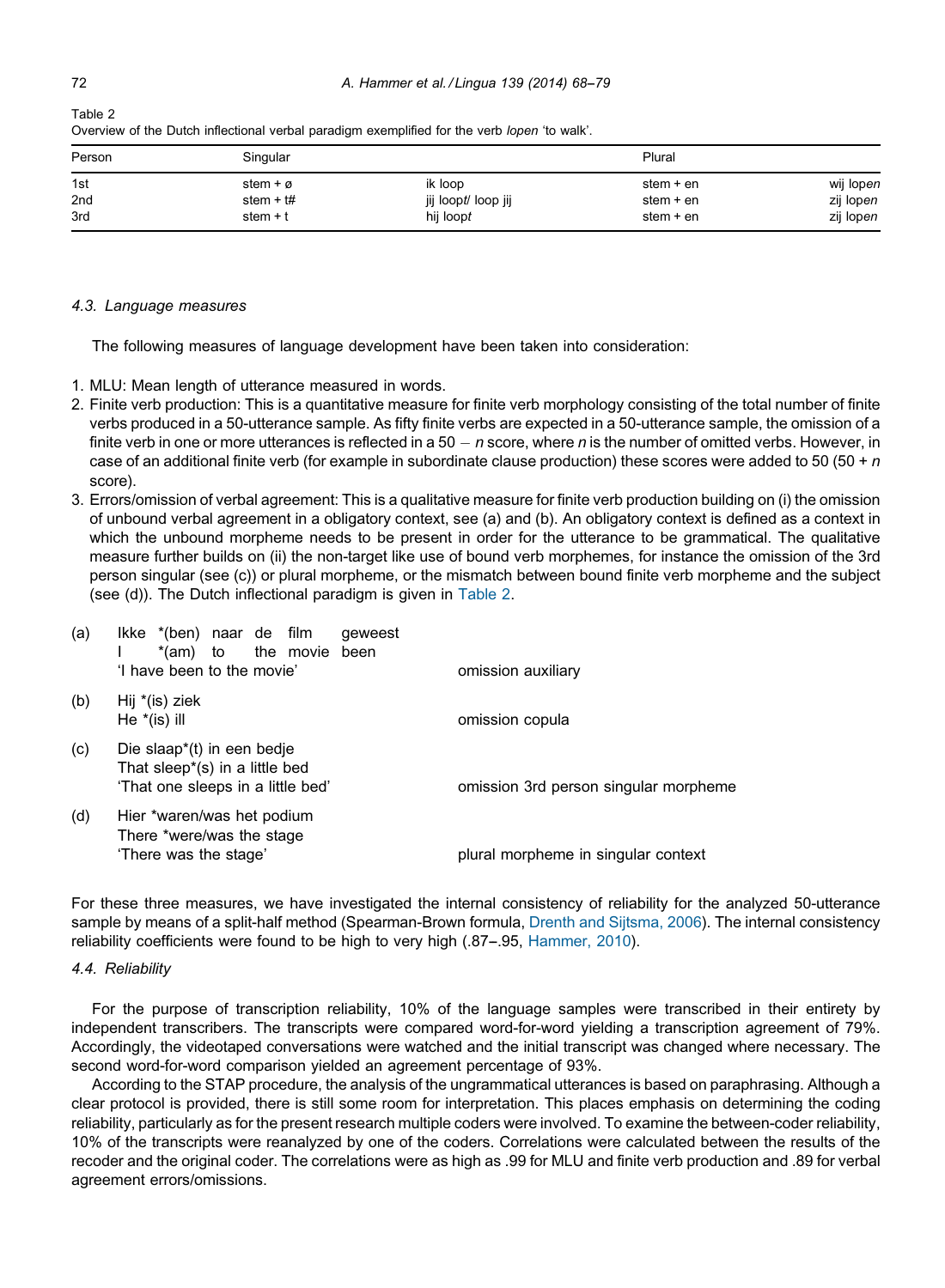Table 2
Overview of the Dutch inflectional verbal paradigm exemplified for the verb *lopen* 'to walk'.

| Person | Singular | | Plural | |
|---|---|---|---|---|
| 1st | stem + ø | ik loop | stem + en | wij lop*en* |
| 2nd | stem + t# | jij loop*t*/ loop jij | stem + en | zij lop*en* |
| 3rd | stem + t | hij loop*t* | stem + en | zij lop*en* |

### 4.3. Language measures

The following measures of language development have been taken into consideration:

1. MLU: Mean length of utterance measured in words.
2. Finite verb production: This is a quantitative measure for finite verb morphology consisting of the total number of finite verbs produced in a 50-utterance sample. As fifty finite verbs are expected in a 50-utterance sample, the omission of a finite verb in one or more utterances is reflected in a $50 - n$ score, where $n$ is the number of omitted verbs. However, in case of an additional finite verb (for example in subordinate clause production) these scores were added to 50 ($50 + n$ score).
3. Errors/omission of verbal agreement: This is a qualitative measure for finite verb production building on (i) the omission of unbound verbal agreement in a obligatory context, see (a) and (b). An obligatory context is defined as a context in which the unbound morpheme needs to be present in order for the utterance to be grammatical. The qualitative measure further builds on (ii) the non-target like use of bound verb morphemes, for instance the omission of the 3rd person singular (see (c)) or plural morpheme, or the mismatch between bound finite verb morpheme and the subject (see (d)). The Dutch inflectional paradigm is given in Table 2.

(a) Ikke \*(ben) naar de film geweest
I \*(am) to the movie been
'I have been to the movie' — omission auxiliary

(b) Hij \*(is) ziek
He \*(is) ill — omission copula

(c) Die slaap\*(t) in een bedje
That sleep\*(s) in a little bed
'That one sleeps in a little bed' — omission 3rd person singular morpheme

(d) Hier \*waren/was het podium
There \*were/was the stage
'There was the stage' — plural morpheme in singular context

For these three measures, we have investigated the internal consistency of reliability for the analyzed 50-utterance sample by means of a split-half method (Spearman-Brown formula, Drenth and Sijtsma, 2006). The internal consistency reliability coefficients were found to be high to very high (.87–.95, Hammer, 2010).

### 4.4. Reliability

For the purpose of transcription reliability, 10% of the language samples were transcribed in their entirety by independent transcribers. The transcripts were compared word-for-word yielding a transcription agreement of 79%. Accordingly, the videotaped conversations were watched and the initial transcript was changed where necessary. The second word-for-word comparison yielded an agreement percentage of 93%.

According to the STAP procedure, the analysis of the ungrammatical utterances is based on paraphrasing. Although a clear protocol is provided, there is still some room for interpretation. This places emphasis on determining the coding reliability, particularly as for the present research multiple coders were involved. To examine the between-coder reliability, 10% of the transcripts were reanalyzed by one of the coders. Correlations were calculated between the results of the recoder and the original coder. The correlations were as high as .99 for MLU and finite verb production and .89 for verbal agreement errors/omissions.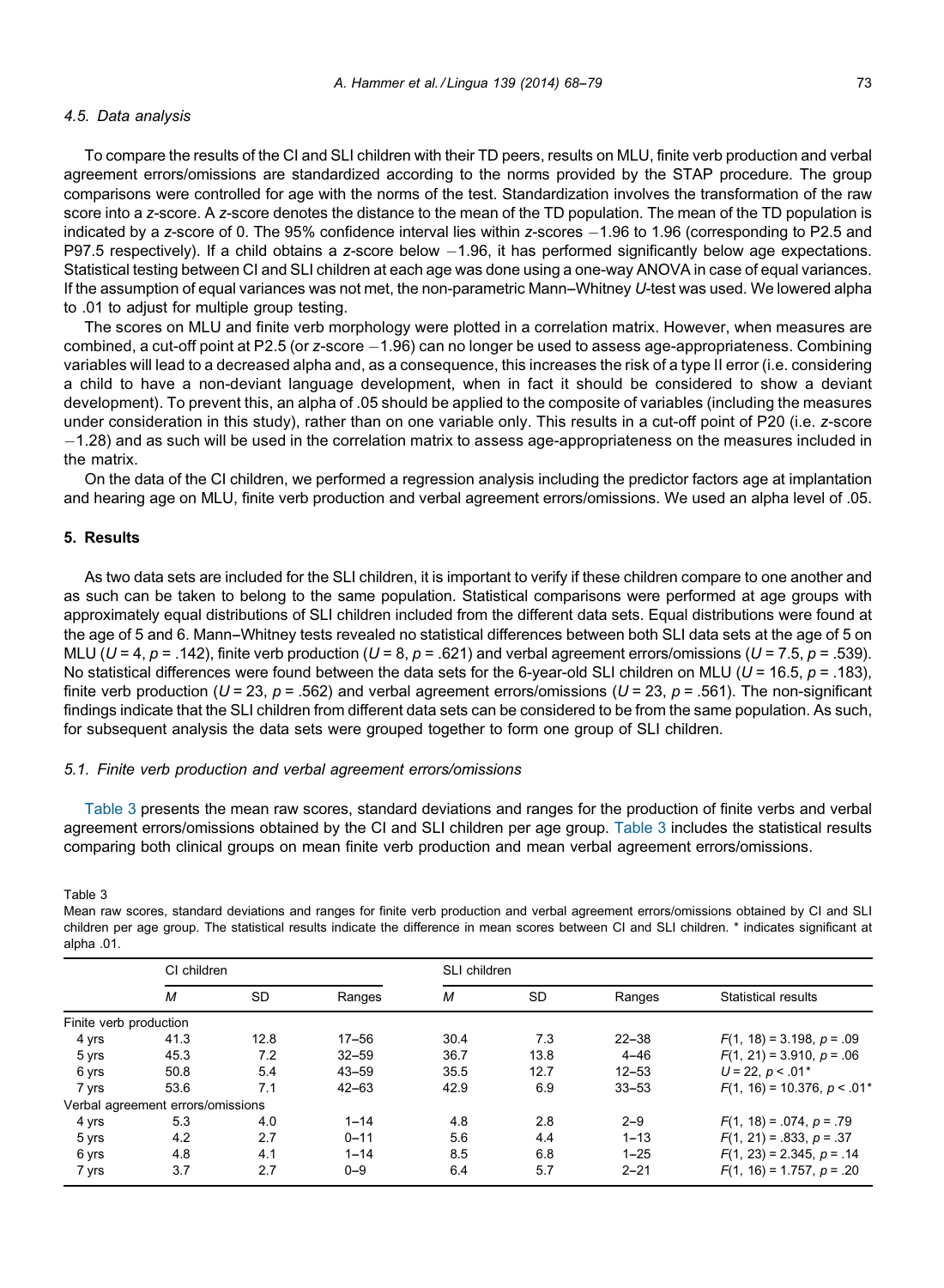### 4.5. Data analysis

To compare the results of the CI and SLI children with their TD peers, results on MLU, finite verb production and verbal agreement errors/omissions are standardized according to the norms provided by the STAP procedure. The group comparisons were controlled for age with the norms of the test. Standardization involves the transformation of the raw score into a *z*-score. A *z*-score denotes the distance to the mean of the TD population. The mean of the TD population is indicated by a *z*-score of 0. The 95% confidence interval lies within *z*-scores −1.96 to 1.96 (corresponding to P2.5 and P97.5 respectively). If a child obtains a *z*-score below −1.96, it has performed significantly below age expectations. Statistical testing between CI and SLI children at each age was done using a one-way ANOVA in case of equal variances. If the assumption of equal variances was not met, the non-parametric Mann–Whitney *U*-test was used. We lowered alpha to .01 to adjust for multiple group testing.

The scores on MLU and finite verb morphology were plotted in a correlation matrix. However, when measures are combined, a cut-off point at P2.5 (or *z*-score −1.96) can no longer be used to assess age-appropriateness. Combining variables will lead to a decreased alpha and, as a consequence, this increases the risk of a type II error (i.e. considering a child to have a non-deviant language development, when in fact it should be considered to show a deviant development). To prevent this, an alpha of .05 should be applied to the composite of variables (including the measures under consideration in this study), rather than on one variable only. This results in a cut-off point of P20 (i.e. *z*-score −1.28) and as such will be used in the correlation matrix to assess age-appropriateness on the measures included in the matrix.

On the data of the CI children, we performed a regression analysis including the predictor factors age at implantation and hearing age on MLU, finite verb production and verbal agreement errors/omissions. We used an alpha level of .05.

## 5. Results

As two data sets are included for the SLI children, it is important to verify if these children compare to one another and as such can be taken to belong to the same population. Statistical comparisons were performed at age groups with approximately equal distributions of SLI children included from the different data sets. Equal distributions were found at the age of 5 and 6. Mann–Whitney tests revealed no statistical differences between both SLI data sets at the age of 5 on MLU ($U = 4$, $p = .142$), finite verb production ($U = 8$, $p = .621$) and verbal agreement errors/omissions ($U = 7.5$, $p = .539$). No statistical differences were found between the data sets for the 6-year-old SLI children on MLU ($U = 16.5$, $p = .183$), finite verb production ($U = 23$, $p = .562$) and verbal agreement errors/omissions ($U = 23$, $p = .561$). The non-significant findings indicate that the SLI children from different data sets can be considered to be from the same population. As such, for subsequent analysis the data sets were grouped together to form one group of SLI children.

### 5.1. Finite verb production and verbal agreement errors/omissions

Table 3 presents the mean raw scores, standard deviations and ranges for the production of finite verbs and verbal agreement errors/omissions obtained by the CI and SLI children per age group. Table 3 includes the statistical results comparing both clinical groups on mean finite verb production and mean verbal agreement errors/omissions.

Table 3
Mean raw scores, standard deviations and ranges for finite verb production and verbal agreement errors/omissions obtained by CI and SLI children per age group. The statistical results indicate the difference in mean scores between CI and SLI children. * indicates significant at alpha .01.

| | CI children | | | SLI children | | | |
|---|---|---|---|---|---|---|---|
| | *M* | SD | Ranges | *M* | SD | Ranges | Statistical results |
| Finite verb production | | | | | | | |
| 4 yrs | 41.3 | 12.8 | 17–56 | 30.4 | 7.3 | 22–38 | $F(1, 18) = 3.198$, $p = .09$ |
| 5 yrs | 45.3 | 7.2 | 32–59 | 36.7 | 13.8 | 4–46 | $F(1, 21) = 3.910$, $p = .06$ |
| 6 yrs | 50.8 | 5.4 | 43–59 | 35.5 | 12.7 | 12–53 | $U = 22$, $p < .01$* |
| 7 yrs | 53.6 | 7.1 | 42–63 | 42.9 | 6.9 | 33–53 | $F(1, 16) = 10.376$, $p < .01$* |
| Verbal agreement errors/omissions | | | | | | | |
| 4 yrs | 5.3 | 4.0 | 1–14 | 4.8 | 2.8 | 2–9 | $F(1, 18) = .074$, $p = .79$ |
| 5 yrs | 4.2 | 2.7 | 0–11 | 5.6 | 4.4 | 1–13 | $F(1, 21) = .833$, $p = .37$ |
| 6 yrs | 4.8 | 4.1 | 1–14 | 8.5 | 6.8 | 1–25 | $F(1, 23) = 2.345$, $p = .14$ |
| 7 yrs | 3.7 | 2.7 | 0–9 | 6.4 | 5.7 | 2–21 | $F(1, 16) = 1.757$, $p = .20$ |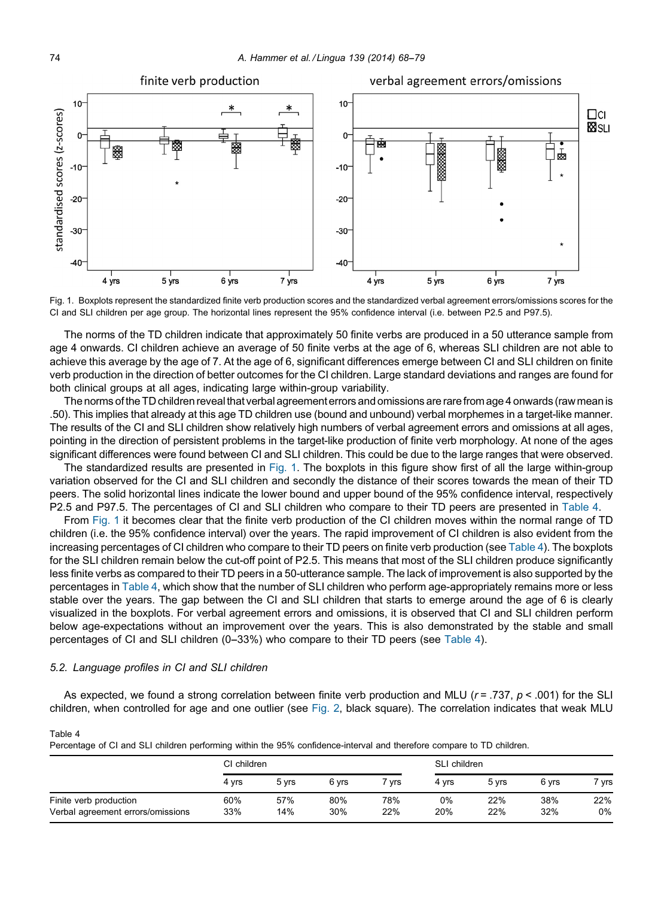finite verb production

verbal agreement errors/omissions

standardised scores (z-scores)

10
0
-10
-20
-30
-40

4 yrs
5 yrs
6 yrs
7 yrs

CI
SLI

Fig. 1. Boxplots represent the standardized finite verb production scores and the standardized verbal agreement errors/omissions scores for the CI and SLI children per age group. The horizontal lines represent the 95% confidence interval (i.e. between P2.5 and P97.5).

The norms of the TD children indicate that approximately 50 finite verbs are produced in a 50 utterance sample from age 4 onwards. CI children achieve an average of 50 finite verbs at the age of 6, whereas SLI children are not able to achieve this average by the age of 7. At the age of 6, significant differences emerge between CI and SLI children on finite verb production in the direction of better outcomes for the CI children. Large standard deviations and ranges are found for both clinical groups at all ages, indicating large within-group variability.

The norms of the TD children reveal that verbal agreement errors and omissions are rare from age 4 onwards (raw mean is .50). This implies that already at this age TD children use (bound and unbound) verbal morphemes in a target-like manner. The results of the CI and SLI children show relatively high numbers of verbal agreement errors and omissions at all ages, pointing in the direction of persistent problems in the target-like production of finite verb morphology. At none of the ages significant differences were found between CI and SLI children. This could be due to the large ranges that were observed.

The standardized results are presented in Fig. 1. The boxplots in this figure show first of all the large within-group variation observed for the CI and SLI children and secondly the distance of their scores towards the mean of their TD peers. The solid horizontal lines indicate the lower bound and upper bound of the 95% confidence interval, respectively P2.5 and P97.5. The percentages of CI and SLI children who compare to their TD peers are presented in Table 4.

From Fig. 1 it becomes clear that the finite verb production of the CI children moves within the normal range of TD children (i.e. the 95% confidence interval) over the years. The rapid improvement of CI children is also evident from the increasing percentages of CI children who compare to their TD peers on finite verb production (see Table 4). The boxplots for the SLI children remain below the cut-off point of P2.5. This means that most of the SLI children produce significantly less finite verbs as compared to their TD peers in a 50-utterance sample. The lack of improvement is also supported by the percentages in Table 4, which show that the number of SLI children who perform age-appropriately remains more or less stable over the years. The gap between the CI and SLI children that starts to emerge around the age of 6 is clearly visualized in the boxplots. For verbal agreement errors and omissions, it is observed that CI and SLI children perform below age-expectations without an improvement over the years. This is also demonstrated by the stable and small percentages of CI and SLI children (0–33%) who compare to their TD peers (see Table 4).

### *5.2. Language profiles in CI and SLI children*

As expected, we found a strong correlation between finite verb production and MLU ($r = .737$, $p < .001$) for the SLI children, when controlled for age and one outlier (see Fig. 2, black square). The correlation indicates that weak MLU

Table 4
Percentage of CI and SLI children performing within the 95% confidence-interval and therefore compare to TD children.

| | CI children | | | | SLI children | | | |
|---|---|---|---|---|---|---|---|---|
| | 4 yrs | 5 yrs | 6 yrs | 7 yrs | 4 yrs | 5 yrs | 6 yrs | 7 yrs |
| Finite verb production | 60% | 57% | 80% | 78% | 0% | 22% | 38% | 22% |
| Verbal agreement errors/omissions | 33% | 14% | 30% | 22% | 20% | 22% | 32% | 0% |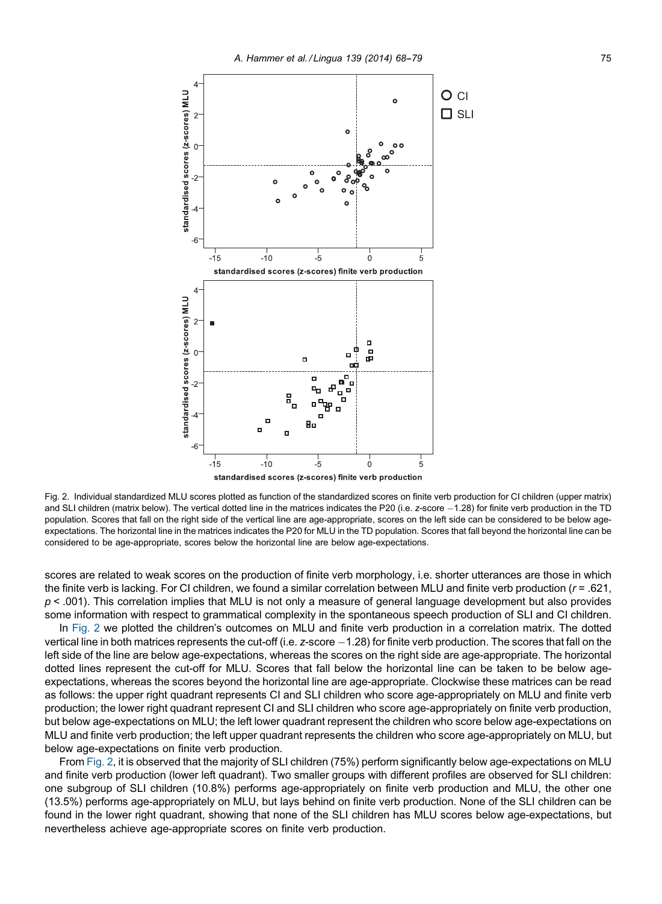O CI

□ SLI

standardised scores (z-scores) MLU

4

2

0

-2

-4

-6

-15 -10 -5 0 5

standardised scores (z-scores) finite verb production

standardised scores (z-scores) MLU

4

2

0

-2

-4

-6

-15 -10 -5 0 5

standardised scores (z-scores) finite verb production

Fig. 2. Individual standardized MLU scores plotted as function of the standardized scores on finite verb production for CI children (upper matrix) and SLI children (matrix below). The vertical dotted line in the matrices indicates the P20 (i.e. *z*-score −1.28) for finite verb production in the TD population. Scores that fall on the right side of the vertical line are age-appropriate, scores on the left side can be considered to be below age-expectations. The horizontal line in the matrices indicates the P20 for MLU in the TD population. Scores that fall beyond the horizontal line can be considered to be age-appropriate, scores below the horizontal line are below age-expectations.

scores are related to weak scores on the production of finite verb morphology, i.e. shorter utterances are those in which the finite verb is lacking. For CI children, we found a similar correlation between MLU and finite verb production ($r = .621$, $p < .001$). This correlation implies that MLU is not only a measure of general language development but also provides some information with respect to grammatical complexity in the spontaneous speech production of SLI and CI children.

In Fig. 2 we plotted the children's outcomes on MLU and finite verb production in a correlation matrix. The dotted vertical line in both matrices represents the cut-off (i.e. *z*-score −1.28) for finite verb production. The scores that fall on the left side of the line are below age-expectations, whereas the scores on the right side are age-appropriate. The horizontal dotted lines represent the cut-off for MLU. Scores that fall below the horizontal line can be taken to be below age-expectations, whereas the scores beyond the horizontal line are age-appropriate. Clockwise these matrices can be read as follows: the upper right quadrant represents CI and SLI children who score age-appropriately on MLU and finite verb production; the lower right quadrant represent CI and SLI children who score age-appropriately on finite verb production, but below age-expectations on MLU; the left lower quadrant represent the children who score below age-expectations on MLU and finite verb production; the left upper quadrant represents the children who score age-appropriately on MLU, but below age-expectations on finite verb production.

From Fig. 2, it is observed that the majority of SLI children (75%) perform significantly below age-expectations on MLU and finite verb production (lower left quadrant). Two smaller groups with different profiles are observed for SLI children: one subgroup of SLI children (10.8%) performs age-appropriately on finite verb production and MLU, the other one (13.5%) performs age-appropriately on MLU, but lays behind on finite verb production. None of the SLI children can be found in the lower right quadrant, showing that none of the SLI children has MLU scores below age-expectations, but nevertheless achieve age-appropriate scores on finite verb production.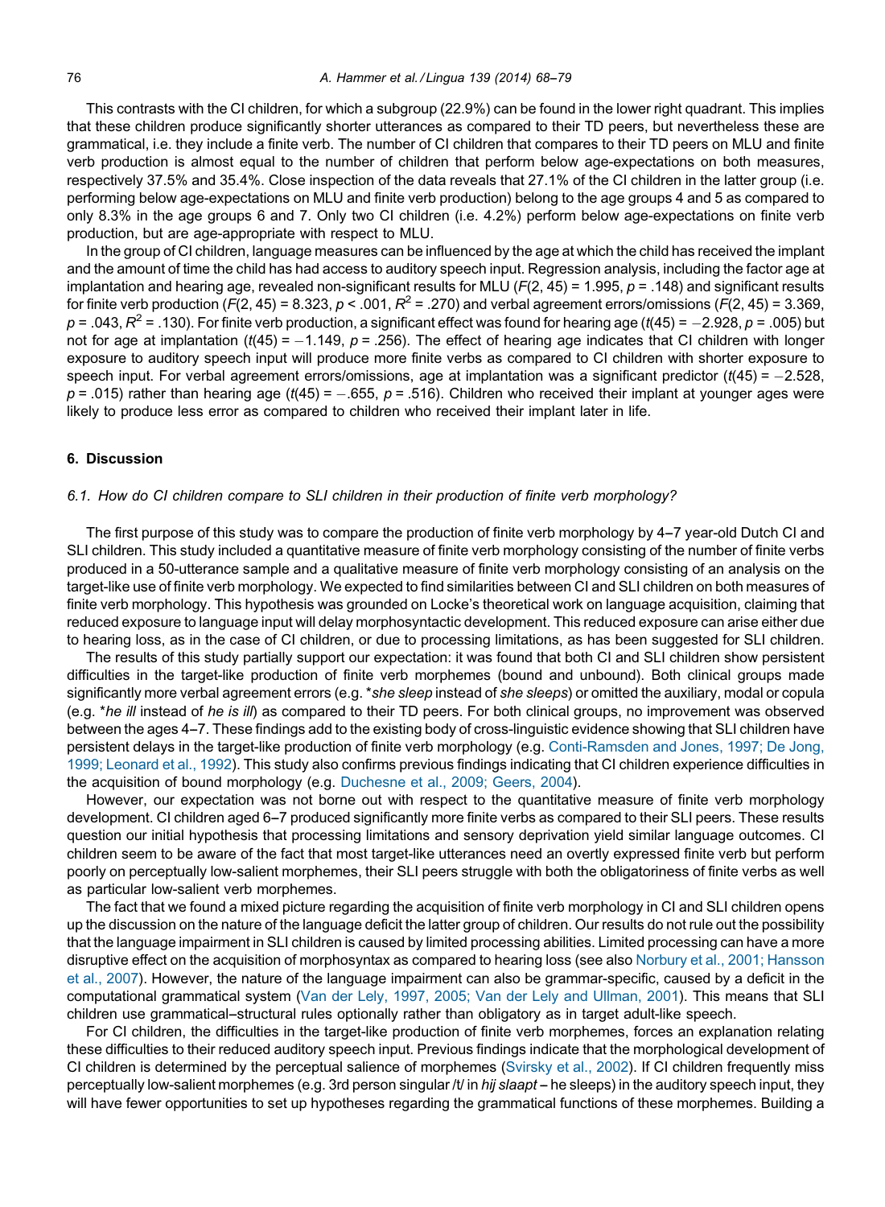This contrasts with the CI children, for which a subgroup (22.9%) can be found in the lower right quadrant. This implies that these children produce significantly shorter utterances as compared to their TD peers, but nevertheless these are grammatical, i.e. they include a finite verb. The number of CI children that compares to their TD peers on MLU and finite verb production is almost equal to the number of children that perform below age-expectations on both measures, respectively 37.5% and 35.4%. Close inspection of the data reveals that 27.1% of the CI children in the latter group (i.e. performing below age-expectations on MLU and finite verb production) belong to the age groups 4 and 5 as compared to only 8.3% in the age groups 6 and 7. Only two CI children (i.e. 4.2%) perform below age-expectations on finite verb production, but are age-appropriate with respect to MLU.

In the group of CI children, language measures can be influenced by the age at which the child has received the implant and the amount of time the child has had access to auditory speech input. Regression analysis, including the factor age at implantation and hearing age, revealed non-significant results for MLU ($F(2, 45) = 1.995$, $p = .148$) and significant results for finite verb production ($F(2, 45) = 8.323$, $p < .001$, $R^2 = .270$) and verbal agreement errors/omissions ($F(2, 45) = 3.369$, $p = .043$, $R^2 = .130$). For finite verb production, a significant effect was found for hearing age ($t(45) = -2.928$, $p = .005$) but not for age at implantation ($t(45) = -1.149$, $p = .256$). The effect of hearing age indicates that CI children with longer exposure to auditory speech input will produce more finite verbs as compared to CI children with shorter exposure to speech input. For verbal agreement errors/omissions, age at implantation was a significant predictor ($t(45) = -2.528$, $p = .015$) rather than hearing age ($t(45) = -.655$, $p = .516$). Children who received their implant at younger ages were likely to produce less error as compared to children who received their implant later in life.

## 6. Discussion

### *6.1. How do CI children compare to SLI children in their production of finite verb morphology?*

The first purpose of this study was to compare the production of finite verb morphology by 4–7 year-old Dutch CI and SLI children. This study included a quantitative measure of finite verb morphology consisting of the number of finite verbs produced in a 50-utterance sample and a qualitative measure of finite verb morphology consisting of an analysis on the target-like use of finite verb morphology. We expected to find similarities between CI and SLI children on both measures of finite verb morphology. This hypothesis was grounded on Locke's theoretical work on language acquisition, claiming that reduced exposure to language input will delay morphosyntactic development. This reduced exposure can arise either due to hearing loss, as in the case of CI children, or due to processing limitations, as has been suggested for SLI children.

The results of this study partially support our expectation: it was found that both CI and SLI children show persistent difficulties in the target-like production of finite verb morphemes (bound and unbound). Both clinical groups made significantly more verbal agreement errors (e.g. *\*she sleep* instead of *she sleeps*) or omitted the auxiliary, modal or copula (e.g. *\*he ill* instead of *he is ill*) as compared to their TD peers. For both clinical groups, no improvement was observed between the ages 4–7. These findings add to the existing body of cross-linguistic evidence showing that SLI children have persistent delays in the target-like production of finite verb morphology (e.g. Conti-Ramsden and Jones, 1997; De Jong, 1999; Leonard et al., 1992). This study also confirms previous findings indicating that CI children experience difficulties in the acquisition of bound morphology (e.g. Duchesne et al., 2009; Geers, 2004).

However, our expectation was not borne out with respect to the quantitative measure of finite verb morphology development. CI children aged 6–7 produced significantly more finite verbs as compared to their SLI peers. These results question our initial hypothesis that processing limitations and sensory deprivation yield similar language outcomes. CI children seem to be aware of the fact that most target-like utterances need an overtly expressed finite verb but perform poorly on perceptually low-salient morphemes, their SLI peers struggle with both the obligatoriness of finite verbs as well as particular low-salient verb morphemes.

The fact that we found a mixed picture regarding the acquisition of finite verb morphology in CI and SLI children opens up the discussion on the nature of the language deficit the latter group of children. Our results do not rule out the possibility that the language impairment in SLI children is caused by limited processing abilities. Limited processing can have a more disruptive effect on the acquisition of morphosyntax as compared to hearing loss (see also Norbury et al., 2001; Hansson et al., 2007). However, the nature of the language impairment can also be grammar-specific, caused by a deficit in the computational grammatical system (Van der Lely, 1997, 2005; Van der Lely and Ullman, 2001). This means that SLI children use grammatical–structural rules optionally rather than obligatory as in target adult-like speech.

For CI children, the difficulties in the target-like production of finite verb morphemes, forces an explanation relating these difficulties to their reduced auditory speech input. Previous findings indicate that the morphological development of CI children is determined by the perceptual salience of morphemes (Svirsky et al., 2002). If CI children frequently miss perceptually low-salient morphemes (e.g. 3rd person singular /t/ in *hij slaapt* – he sleeps) in the auditory speech input, they will have fewer opportunities to set up hypotheses regarding the grammatical functions of these morphemes. Building a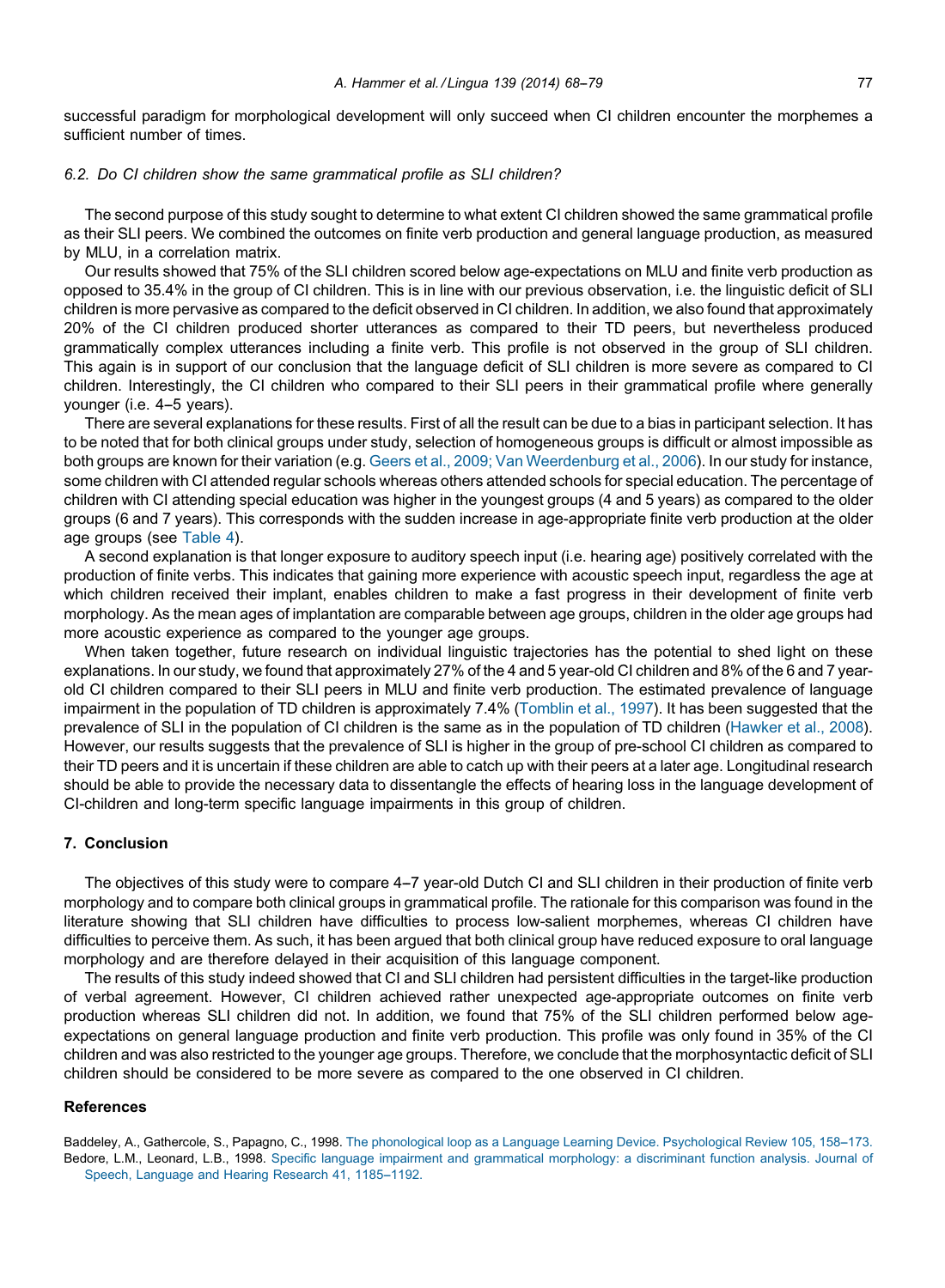successful paradigm for morphological development will only succeed when CI children encounter the morphemes a sufficient number of times.

### *6.2. Do CI children show the same grammatical profile as SLI children?*

The second purpose of this study sought to determine to what extent CI children showed the same grammatical profile as their SLI peers. We combined the outcomes on finite verb production and general language production, as measured by MLU, in a correlation matrix.

Our results showed that 75% of the SLI children scored below age-expectations on MLU and finite verb production as opposed to 35.4% in the group of CI children. This is in line with our previous observation, i.e. the linguistic deficit of SLI children is more pervasive as compared to the deficit observed in CI children. In addition, we also found that approximately 20% of the CI children produced shorter utterances as compared to their TD peers, but nevertheless produced grammatically complex utterances including a finite verb. This profile is not observed in the group of SLI children. This again is in support of our conclusion that the language deficit of SLI children is more severe as compared to CI children. Interestingly, the CI children who compared to their SLI peers in their grammatical profile where generally younger (i.e. 4–5 years).

There are several explanations for these results. First of all the result can be due to a bias in participant selection. It has to be noted that for both clinical groups under study, selection of homogeneous groups is difficult or almost impossible as both groups are known for their variation (e.g. Geers et al., 2009; Van Weerdenburg et al., 2006). In our study for instance, some children with CI attended regular schools whereas others attended schools for special education. The percentage of children with CI attending special education was higher in the youngest groups (4 and 5 years) as compared to the older groups (6 and 7 years). This corresponds with the sudden increase in age-appropriate finite verb production at the older age groups (see Table 4).

A second explanation is that longer exposure to auditory speech input (i.e. hearing age) positively correlated with the production of finite verbs. This indicates that gaining more experience with acoustic speech input, regardless the age at which children received their implant, enables children to make a fast progress in their development of finite verb morphology. As the mean ages of implantation are comparable between age groups, children in the older age groups had more acoustic experience as compared to the younger age groups.

When taken together, future research on individual linguistic trajectories has the potential to shed light on these explanations. In our study, we found that approximately 27% of the 4 and 5 year-old CI children and 8% of the 6 and 7 year-old CI children compared to their SLI peers in MLU and finite verb production. The estimated prevalence of language impairment in the population of TD children is approximately 7.4% (Tomblin et al., 1997). It has been suggested that the prevalence of SLI in the population of CI children is the same as in the population of TD children (Hawker et al., 2008). However, our results suggests that the prevalence of SLI is higher in the group of pre-school CI children as compared to their TD peers and it is uncertain if these children are able to catch up with their peers at a later age. Longitudinal research should be able to provide the necessary data to dissentangle the effects of hearing loss in the language development of CI-children and long-term specific language impairments in this group of children.

## 7. Conclusion

The objectives of this study were to compare 4–7 year-old Dutch CI and SLI children in their production of finite verb morphology and to compare both clinical groups in grammatical profile. The rationale for this comparison was found in the literature showing that SLI children have difficulties to process low-salient morphemes, whereas CI children have difficulties to perceive them. As such, it has been argued that both clinical group have reduced exposure to oral language morphology and are therefore delayed in their acquisition of this language component.

The results of this study indeed showed that CI and SLI children had persistent difficulties in the target-like production of verbal agreement. However, CI children achieved rather unexpected age-appropriate outcomes on finite verb production whereas SLI children did not. In addition, we found that 75% of the SLI children performed below age-expectations on general language production and finite verb production. This profile was only found in 35% of the CI children and was also restricted to the younger age groups. Therefore, we conclude that the morphosyntactic deficit of SLI children should be considered to be more severe as compared to the one observed in CI children.

## References

Baddeley, A., Gathercole, S., Papagno, C., 1998. The phonological loop as a Language Learning Device. Psychological Review 105, 158–173.

Bedore, L.M., Leonard, L.B., 1998. Specific language impairment and grammatical morphology: a discriminant function analysis. Journal of Speech, Language and Hearing Research 41, 1185–1192.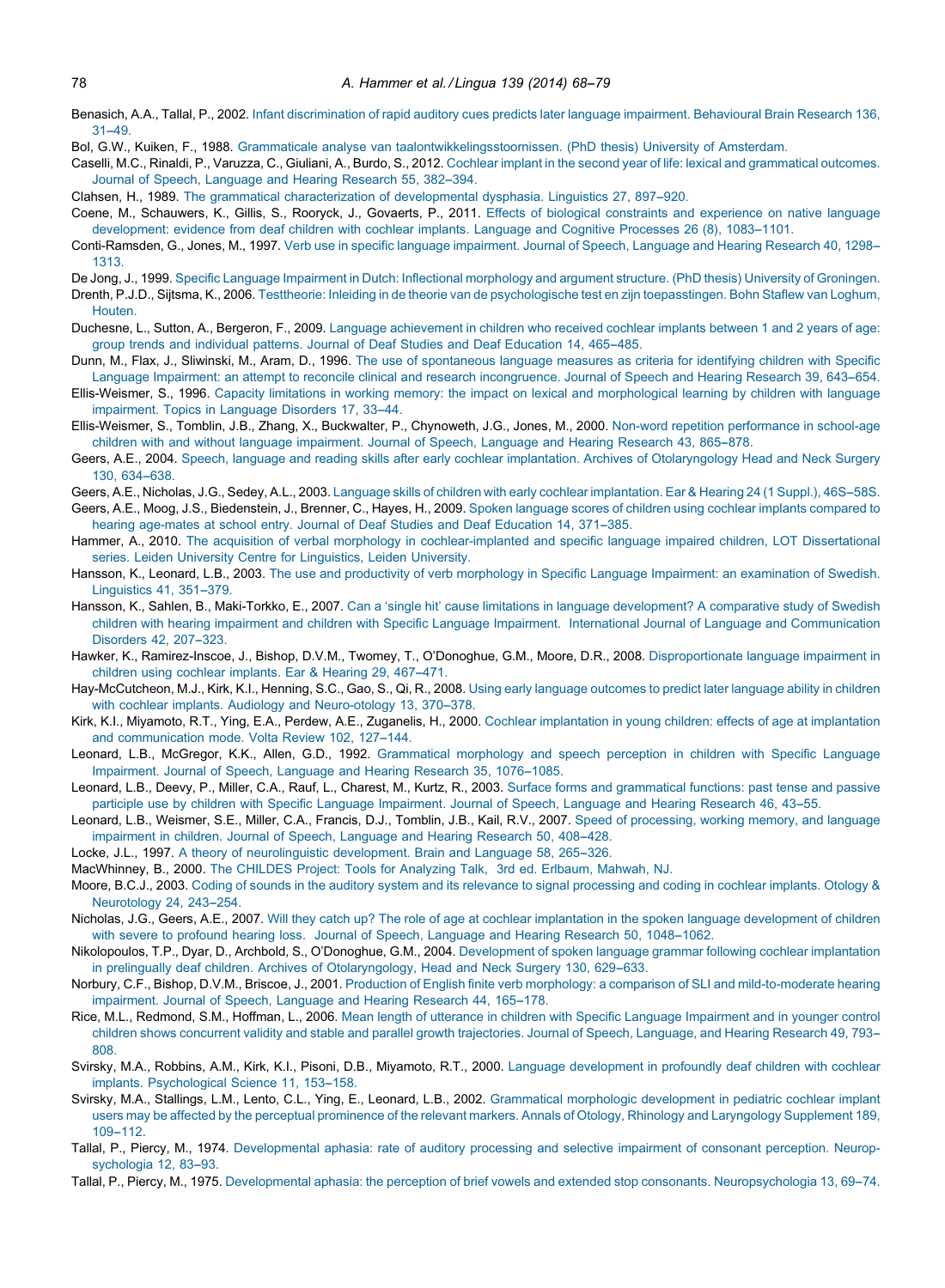Benasich, A.A., Tallal, P., 2002. Infant discrimination of rapid auditory cues predicts later language impairment. Behavioural Brain Research 136, 31–49.

Bol, G.W., Kuiken, F., 1988. Grammaticale analyse van taalontwikkelingsstoornissen. (PhD thesis) University of Amsterdam.

Caselli, M.C., Rinaldi, P., Varuzza, C., Giuliani, A., Burdo, S., 2012. Cochlear implant in the second year of life: lexical and grammatical outcomes. Journal of Speech, Language and Hearing Research 55, 382–394.

Clahsen, H., 1989. The grammatical characterization of developmental dysphasia. Linguistics 27, 897–920.

Coene, M., Schauwers, K., Gillis, S., Rooryck, J., Govaerts, P., 2011. Effects of biological constraints and experience on native language development: evidence from deaf children with cochlear implants. Language and Cognitive Processes 26 (8), 1083–1101.

Conti-Ramsden, G., Jones, M., 1997. Verb use in specific language impairment. Journal of Speech, Language and Hearing Research 40, 1298–1313.

De Jong, J., 1999. Specific Language Impairment in Dutch: Inflectional morphology and argument structure. (PhD thesis) University of Groningen.

Drenth, P.J.D., Sijtsma, K., 2006. Testtheorie: Inleiding in de theorie van de psychologische test en zijn toepasstingen. Bohn Staflew van Loghum, Houten.

Duchesne, L., Sutton, A., Bergeron, F., 2009. Language achievement in children who received cochlear implants between 1 and 2 years of age: group trends and individual patterns. Journal of Deaf Studies and Deaf Education 14, 465–485.

Dunn, M., Flax, J., Sliwinski, M., Aram, D., 1996. The use of spontaneous language measures as criteria for identifying children with Specific Language Impairment: an attempt to reconcile clinical and research incongruence. Journal of Speech and Hearing Research 39, 643–654.

Ellis-Weismer, S., 1996. Capacity limitations in working memory: the impact on lexical and morphological learning by children with language impairment. Topics in Language Disorders 17, 33–44.

Ellis-Weismer, S., Tomblin, J.B., Zhang, X., Buckwalter, P., Chynoweth, J.G., Jones, M., 2000. Non-word repetition performance in school-age children with and without language impairment. Journal of Speech, Language and Hearing Research 43, 865–878.

Geers, A.E., 2004. Speech, language and reading skills after early cochlear implantation. Archives of Otolaryngology Head and Neck Surgery 130, 634–638.

Geers, A.E., Nicholas, J.G., Sedey, A.L., 2003. Language skills of children with early cochlear implantation. Ear & Hearing 24 (1 Suppl.), 46S–58S.

Geers, A.E., Moog, J.S., Biedenstein, J., Brenner, C., Hayes, H., 2009. Spoken language scores of children using cochlear implants compared to hearing age-mates at school entry. Journal of Deaf Studies and Deaf Education 14, 371–385.

Hammer, A., 2010. The acquisition of verbal morphology in cochlear-implanted and specific language impaired children, LOT Dissertational series. Leiden University Centre for Linguistics, Leiden University.

Hansson, K., Leonard, L.B., 2003. The use and productivity of verb morphology in Specific Language Impairment: an examination of Swedish. Linguistics 41, 351–379.

Hansson, K., Sahlen, B., Maki-Torkko, E., 2007. Can a 'single hit' cause limitations in language development? A comparative study of Swedish children with hearing impairment and children with Specific Language Impairment. International Journal of Language and Communication Disorders 42, 207–323.

Hawker, K., Ramirez-Inscoe, J., Bishop, D.V.M., Twomey, T., O'Donoghue, G.M., Moore, D.R., 2008. Disproportionate language impairment in children using cochlear implants. Ear & Hearing 29, 467–471.

Hay-McCutcheon, M.J., Kirk, K.I., Henning, S.C., Gao, S., Qi, R., 2008. Using early language outcomes to predict later language ability in children with cochlear implants. Audiology and Neuro-otology 13, 370–378.

Kirk, K.I., Miyamoto, R.T., Ying, E.A., Perdew, A.E., Zuganelis, H., 2000. Cochlear implantation in young children: effects of age at implantation and communication mode. Volta Review 102, 127–144.

Leonard, L.B., McGregor, K.K., Allen, G.D., 1992. Grammatical morphology and speech perception in children with Specific Language Impairment. Journal of Speech, Language and Hearing Research 35, 1076–1085.

Leonard, L.B., Deevy, P., Miller, C.A., Rauf, L., Charest, M., Kurtz, R., 2003. Surface forms and grammatical functions: past tense and passive participle use by children with Specific Language Impairment. Journal of Speech, Language and Hearing Research 46, 43–55.

Leonard, L.B., Weismer, S.E., Miller, C.A., Francis, D.J., Tomblin, J.B., Kail, R.V., 2007. Speed of processing, working memory, and language impairment in children. Journal of Speech, Language and Hearing Research 50, 408–428.

Locke, J.L., 1997. A theory of neurolinguistic development. Brain and Language 58, 265–326.

MacWhinney, B., 2000. The CHILDES Project: Tools for Analyzing Talk, 3rd ed. Erlbaum, Mahwah, NJ.

Moore, B.C.J., 2003. Coding of sounds in the auditory system and its relevance to signal processing and coding in cochlear implants. Otology & Neurotology 24, 243–254.

Nicholas, J.G., Geers, A.E., 2007. Will they catch up? The role of age at cochlear implantation in the spoken language development of children with severe to profound hearing loss. Journal of Speech, Language and Hearing Research 50, 1048–1062.

Nikolopoulos, T.P., Dyar, D., Archbold, S., O'Donoghue, G.M., 2004. Development of spoken language grammar following cochlear implantation in prelingually deaf children. Archives of Otolaryngology, Head and Neck Surgery 130, 629–633.

Norbury, C.F., Bishop, D.V.M., Briscoe, J., 2001. Production of English finite verb morphology: a comparison of SLI and mild-to-moderate hearing impairment. Journal of Speech, Language and Hearing Research 44, 165–178.

Rice, M.L., Redmond, S.M., Hoffman, L., 2006. Mean length of utterance in children with Specific Language Impairment and in younger control children shows concurrent validity and stable and parallel growth trajectories. Journal of Speech, Language, and Hearing Research 49, 793–808.

Svirsky, M.A., Robbins, A.M., Kirk, K.I., Pisoni, D.B., Miyamoto, R.T., 2000. Language development in profoundly deaf children with cochlear implants. Psychological Science 11, 153–158.

Svirsky, M.A., Stallings, L.M., Lento, C.L., Ying, E., Leonard, L.B., 2002. Grammatical morphologic development in pediatric cochlear implant users may be affected by the perceptual prominence of the relevant markers. Annals of Otology, Rhinology and Laryngology Supplement 189, 109–112.

Tallal, P., Piercy, M., 1974. Developmental aphasia: rate of auditory processing and selective impairment of consonant perception. Neuropsychologia 12, 83–93.

Tallal, P., Piercy, M., 1975. Developmental aphasia: the perception of brief vowels and extended stop consonants. Neuropsychologia 13, 69–74.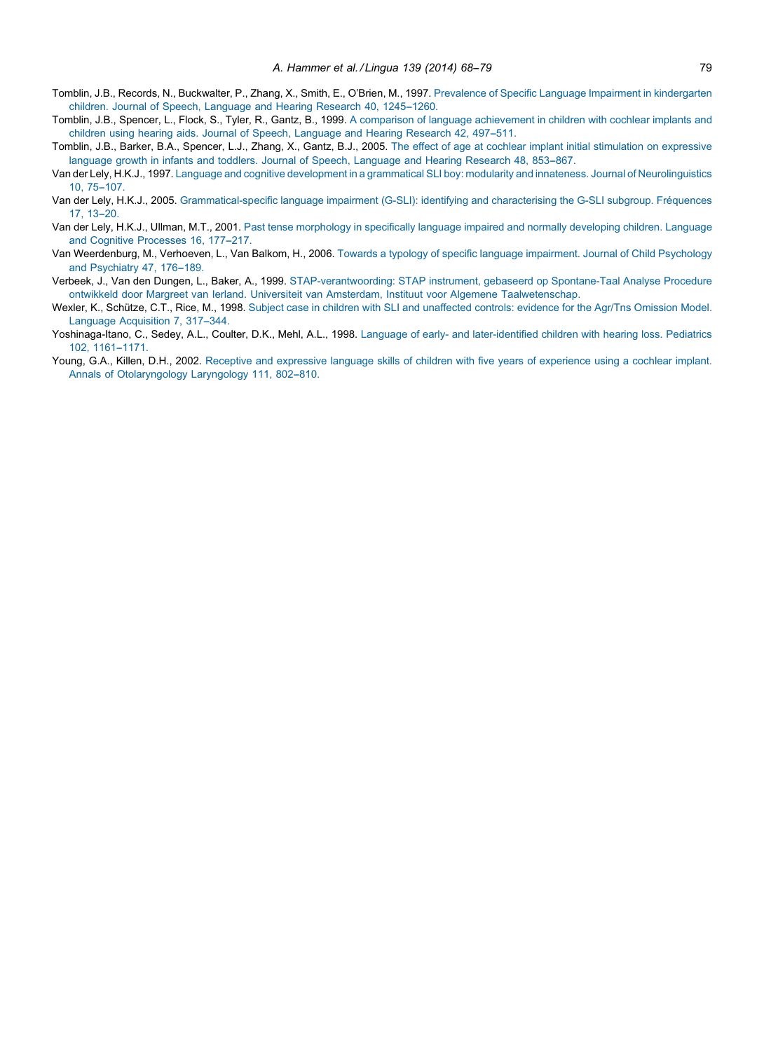Tomblin, J.B., Records, N., Buckwalter, P., Zhang, X., Smith, E., O'Brien, M., 1997. Prevalence of Specific Language Impairment in kindergarten children. Journal of Speech, Language and Hearing Research 40, 1245–1260.

Tomblin, J.B., Spencer, L., Flock, S., Tyler, R., Gantz, B., 1999. A comparison of language achievement in children with cochlear implants and children using hearing aids. Journal of Speech, Language and Hearing Research 42, 497–511.

Tomblin, J.B., Barker, B.A., Spencer, L.J., Zhang, X., Gantz, B.J., 2005. The effect of age at cochlear implant initial stimulation on expressive language growth in infants and toddlers. Journal of Speech, Language and Hearing Research 48, 853–867.

Van der Lely, H.K.J., 1997. Language and cognitive development in a grammatical SLI boy: modularity and innateness. Journal of Neurolinguistics 10, 75–107.

Van der Lely, H.K.J., 2005. Grammatical-specific language impairment (G-SLI): identifying and characterising the G-SLI subgroup. Fréquences 17, 13–20.

Van der Lely, H.K.J., Ullman, M.T., 2001. Past tense morphology in specifically language impaired and normally developing children. Language and Cognitive Processes 16, 177–217.

Van Weerdenburg, M., Verhoeven, L., Van Balkom, H., 2006. Towards a typology of specific language impairment. Journal of Child Psychology and Psychiatry 47, 176–189.

Verbeek, J., Van den Dungen, L., Baker, A., 1999. STAP-verantwoording: STAP instrument, gebaseerd op Spontane-Taal Analyse Procedure ontwikkeld door Margreet van Ierland. Universiteit van Amsterdam, Instituut voor Algemene Taalwetenschap.

Wexler, K., Schütze, C.T., Rice, M., 1998. Subject case in children with SLI and unaffected controls: evidence for the Agr/Tns Omission Model. Language Acquisition 7, 317–344.

Yoshinaga-Itano, C., Sedey, A.L., Coulter, D.K., Mehl, A.L., 1998. Language of early- and later-identified children with hearing loss. Pediatrics 102, 1161–1171.

Young, G.A., Killen, D.H., 2002. Receptive and expressive language skills of children with five years of experience using a cochlear implant. Annals of Otolaryngology Laryngology 111, 802–810.